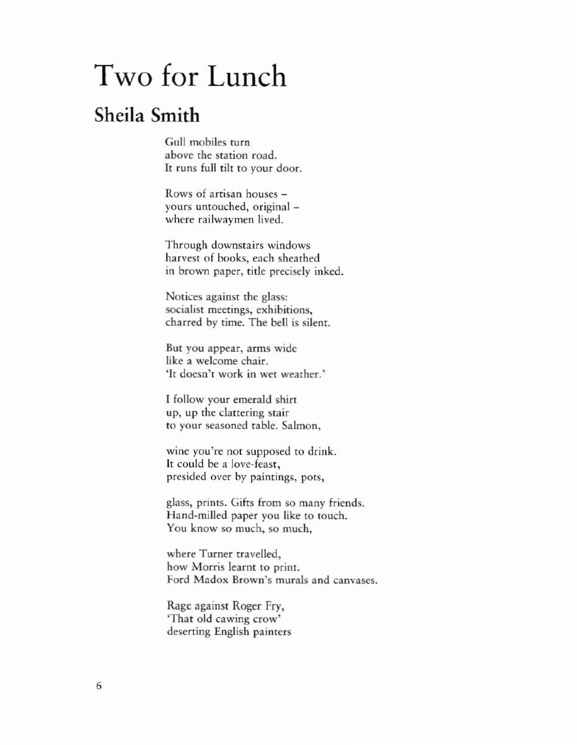# Two for Lunch

## Sheila Smith

Gull mobiles turn
above the station road.
It runs full tilt to your door.

Rows of artisan houses –
yours untouched, original –
where railwaymen lived.

Through downstairs windows
harvest of books, each sheathed
in brown paper, title precisely inked.

Notices against the glass:
socialist meetings, exhibitions,
charred by time. The bell is silent.

But you appear, arms wide
like a welcome chair.
'It doesn't work in wet weather.'

I follow your emerald shirt
up, up the clattering stair
to your seasoned table. Salmon,

wine you're not supposed to drink.
It could be a love-feast,
presided over by paintings, pots,

glass, prints. Gifts from so many friends.
Hand-milled paper you like to touch.
You know so much, so much,

where Turner travelled,
how Morris learnt to print.
Ford Madox Brown's murals and canvases.

Rage against Roger Fry,
'That old cawing crow'
deserting English painters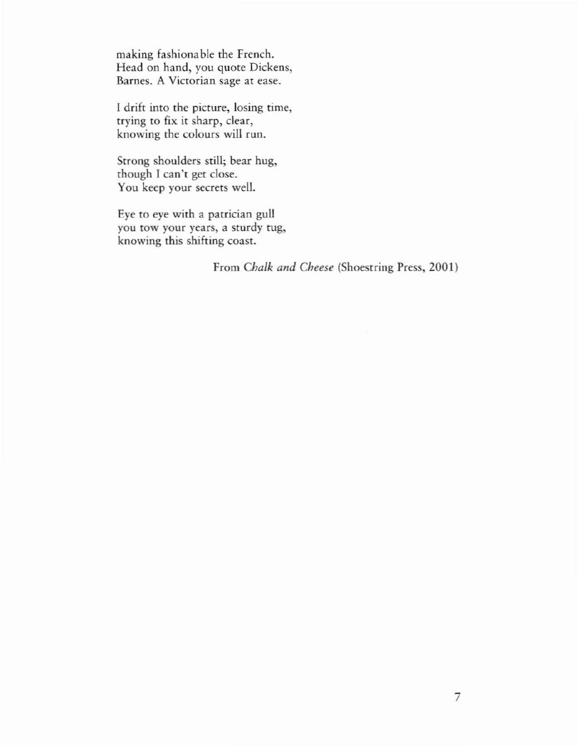making fashionable the French.  
Head on hand, you quote Dickens,  
Barnes. A Victorian sage at ease.

I drift into the picture, losing time,  
trying to fix it sharp, clear,  
knowing the colours will run.

Strong shoulders still; bear hug,  
though I can't get close.  
You keep your secrets well.

Eye to eye with a patrician gull  
you tow your years, a sturdy tug,  
knowing this shifting coast.

From *Chalk and Cheese* (Shoestring Press, 2001)